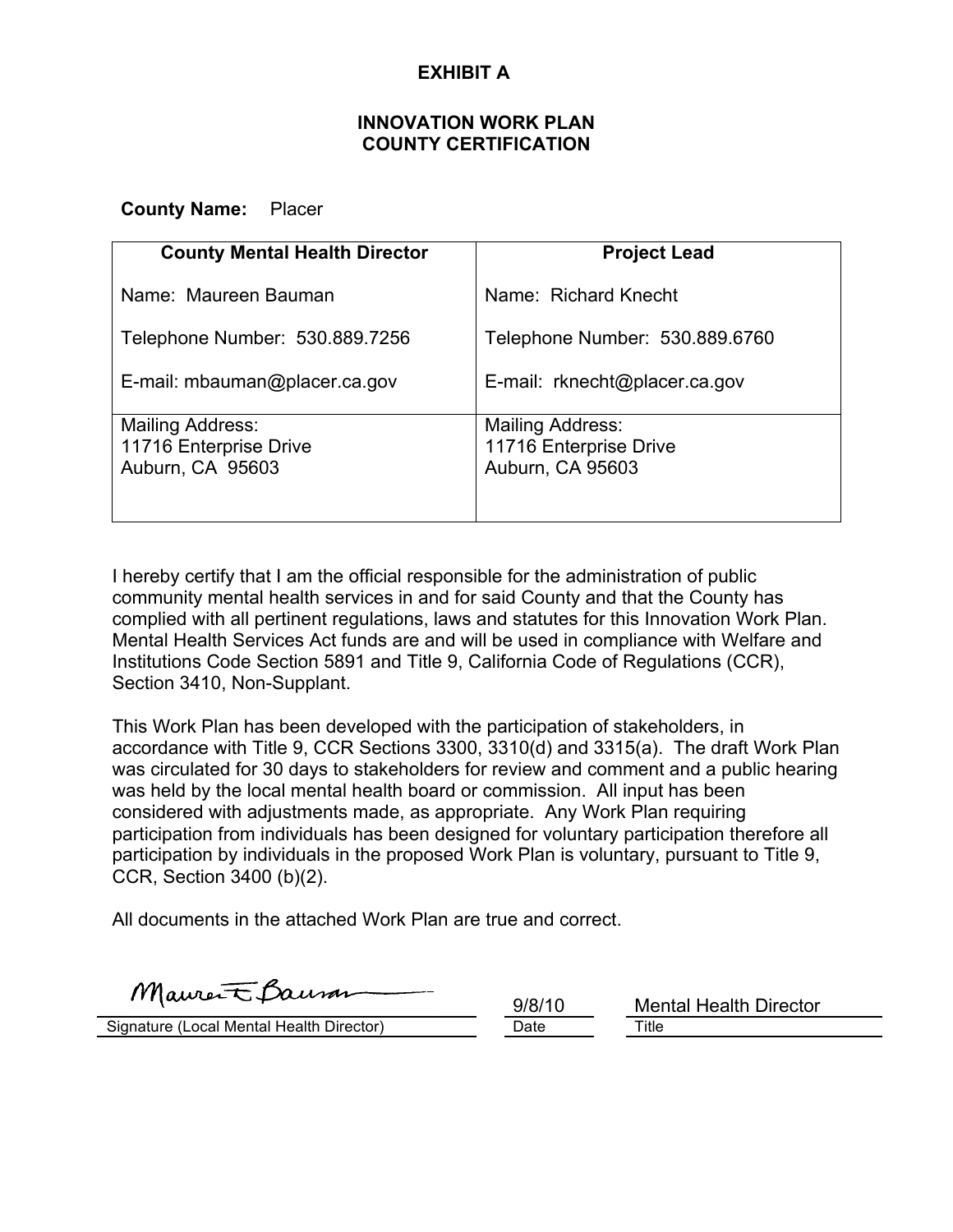# EXHIBIT A

## INNOVATION WORK PLAN
## COUNTY CERTIFICATION

**County Name:** Placer

| County Mental Health Director | Project Lead |
|---|---|
| Name: Maureen Bauman<br><br>Telephone Number: 530.889.7256<br><br>E-mail: mbauman@placer.ca.gov | Name: Richard Knecht<br><br>Telephone Number: 530.889.6760<br><br>E-mail: rknecht@placer.ca.gov |
| Mailing Address:<br>11716 Enterprise Drive<br>Auburn, CA 95603 | Mailing Address:<br>11716 Enterprise Drive<br>Auburn, CA 95603 |

I hereby certify that I am the official responsible for the administration of public community mental health services in and for said County and that the County has complied with all pertinent regulations, laws and statutes for this Innovation Work Plan. Mental Health Services Act funds are and will be used in compliance with Welfare and Institutions Code Section 5891 and Title 9, California Code of Regulations (CCR), Section 3410, Non-Supplant.

This Work Plan has been developed with the participation of stakeholders, in accordance with Title 9, CCR Sections 3300, 3310(d) and 3315(a). The draft Work Plan was circulated for 30 days to stakeholders for review and comment and a public hearing was held by the local mental health board or commission. All input has been considered with adjustments made, as appropriate. Any Work Plan requiring participation from individuals has been designed for voluntary participation therefore all participation by individuals in the proposed Work Plan is voluntary, pursuant to Title 9, CCR, Section 3400 (b)(2).

All documents in the attached Work Plan are true and correct.

| Maureen E. Bauman | 9/8/10 | Mental Health Director |
|---|---|---|
| Signature (Local Mental Health Director) | Date | Title |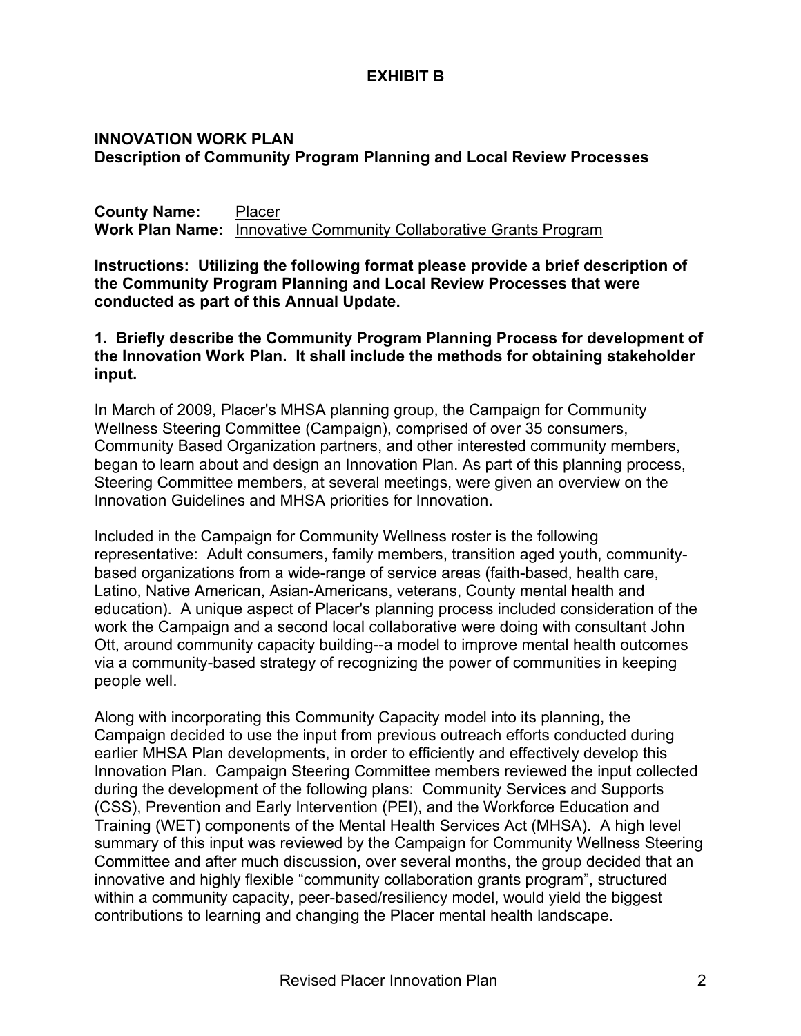# EXHIBIT B

## INNOVATION WORK PLAN
### Description of Community Program Planning and Local Review Processes

**County Name:** Placer
**Work Plan Name:** Innovative Community Collaborative Grants Program

**Instructions: Utilizing the following format please provide a brief description of the Community Program Planning and Local Review Processes that were conducted as part of this Annual Update.**

**1. Briefly describe the Community Program Planning Process for development of the Innovation Work Plan. It shall include the methods for obtaining stakeholder input.**

In March of 2009, Placer's MHSA planning group, the Campaign for Community Wellness Steering Committee (Campaign), comprised of over 35 consumers, Community Based Organization partners, and other interested community members, began to learn about and design an Innovation Plan. As part of this planning process, Steering Committee members, at several meetings, were given an overview on the Innovation Guidelines and MHSA priorities for Innovation.

Included in the Campaign for Community Wellness roster is the following representative: Adult consumers, family members, transition aged youth, community-based organizations from a wide-range of service areas (faith-based, health care, Latino, Native American, Asian-Americans, veterans, County mental health and education). A unique aspect of Placer's planning process included consideration of the work the Campaign and a second local collaborative were doing with consultant John Ott, around community capacity building--a model to improve mental health outcomes via a community-based strategy of recognizing the power of communities in keeping people well.

Along with incorporating this Community Capacity model into its planning, the Campaign decided to use the input from previous outreach efforts conducted during earlier MHSA Plan developments, in order to efficiently and effectively develop this Innovation Plan. Campaign Steering Committee members reviewed the input collected during the development of the following plans: Community Services and Supports (CSS), Prevention and Early Intervention (PEI), and the Workforce Education and Training (WET) components of the Mental Health Services Act (MHSA). A high level summary of this input was reviewed by the Campaign for Community Wellness Steering Committee and after much discussion, over several months, the group decided that an innovative and highly flexible "community collaboration grants program", structured within a community capacity, peer-based/resiliency model, would yield the biggest contributions to learning and changing the Placer mental health landscape.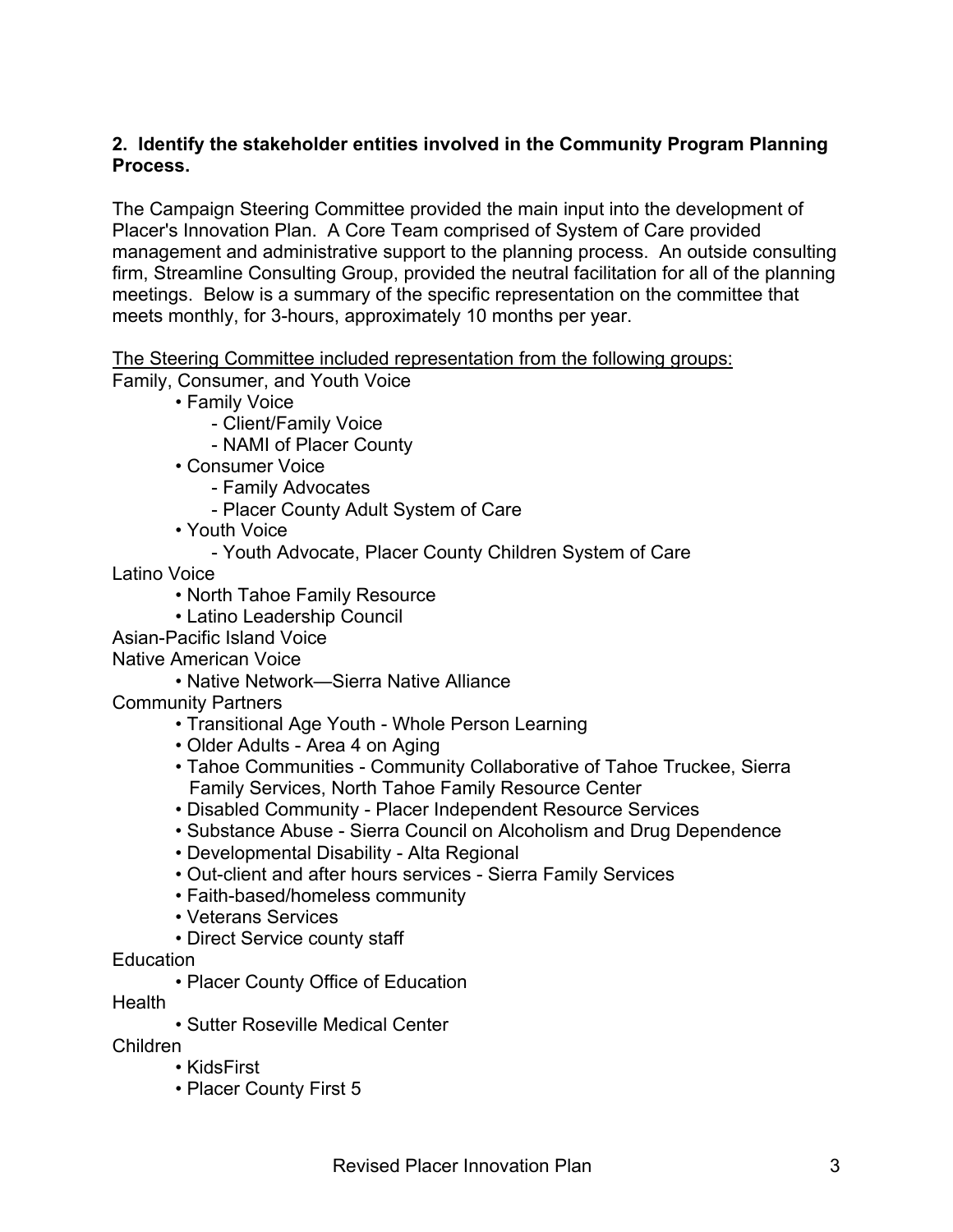**2. Identify the stakeholder entities involved in the Community Program Planning Process.**

The Campaign Steering Committee provided the main input into the development of Placer's Innovation Plan. A Core Team comprised of System of Care provided management and administrative support to the planning process. An outside consulting firm, Streamline Consulting Group, provided the neutral facilitation for all of the planning meetings. Below is a summary of the specific representation on the committee that meets monthly, for 3-hours, approximately 10 months per year.

<u>The Steering Committee included representation from the following groups:</u>

Family, Consumer, and Youth Voice

- Family Voice
  - Client/Family Voice
  - NAMI of Placer County
- Consumer Voice
  - Family Advocates
  - Placer County Adult System of Care
- Youth Voice
  - Youth Advocate, Placer County Children System of Care

Latino Voice

- North Tahoe Family Resource
- Latino Leadership Council

Asian-Pacific Island Voice

Native American Voice

- Native Network—Sierra Native Alliance

Community Partners

- Transitional Age Youth - Whole Person Learning
- Older Adults - Area 4 on Aging
- Tahoe Communities - Community Collaborative of Tahoe Truckee, Sierra Family Services, North Tahoe Family Resource Center
- Disabled Community - Placer Independent Resource Services
- Substance Abuse - Sierra Council on Alcoholism and Drug Dependence
- Developmental Disability - Alta Regional
- Out-client and after hours services - Sierra Family Services
- Faith-based/homeless community
- Veterans Services
- Direct Service county staff

Education

- Placer County Office of Education

Health

- Sutter Roseville Medical Center

Children

- KidsFirst
- Placer County First 5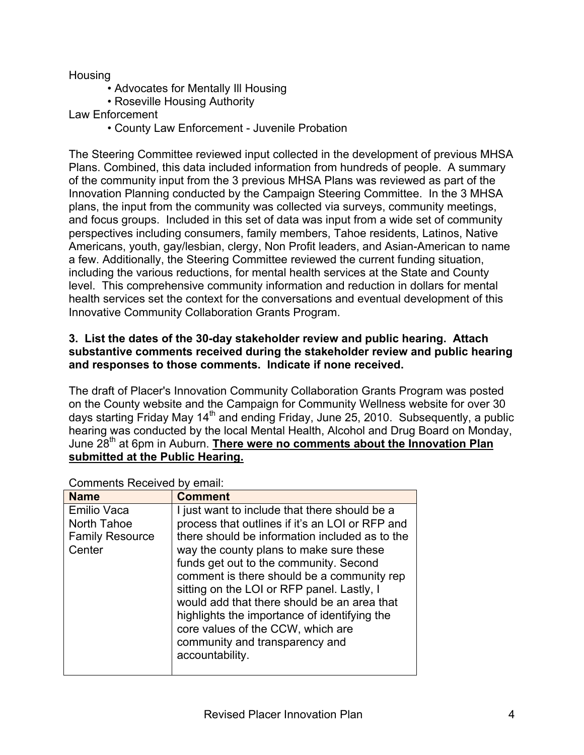Housing

- Advocates for Mentally Ill Housing
- Roseville Housing Authority

Law Enforcement

- County Law Enforcement - Juvenile Probation

The Steering Committee reviewed input collected in the development of previous MHSA Plans. Combined, this data included information from hundreds of people. A summary of the community input from the 3 previous MHSA Plans was reviewed as part of the Innovation Planning conducted by the Campaign Steering Committee. In the 3 MHSA plans, the input from the community was collected via surveys, community meetings, and focus groups. Included in this set of data was input from a wide set of community perspectives including consumers, family members, Tahoe residents, Latinos, Native Americans, youth, gay/lesbian, clergy, Non Profit leaders, and Asian-American to name a few. Additionally, the Steering Committee reviewed the current funding situation, including the various reductions, for mental health services at the State and County level. This comprehensive community information and reduction in dollars for mental health services set the context for the conversations and eventual development of this Innovative Community Collaboration Grants Program.

**3. List the dates of the 30-day stakeholder review and public hearing. Attach substantive comments received during the stakeholder review and public hearing and responses to those comments. Indicate if none received.**

The draft of Placer's Innovation Community Collaboration Grants Program was posted on the County website and the Campaign for Community Wellness website for over 30 days starting Friday May 14th and ending Friday, June 25, 2010. Subsequently, a public hearing was conducted by the local Mental Health, Alcohol and Drug Board on Monday, June 28th at 6pm in Auburn. **There were no comments about the Innovation Plan submitted at the Public Hearing.**

Comments Received by email:

| Name | Comment |
|---|---|
| Emilio Vaca North Tahoe Family Resource Center | I just want to include that there should be a process that outlines if it's an LOI or RFP and there should be information included as to the way the county plans to make sure these funds get out to the community. Second comment is there should be a community rep sitting on the LOI or RFP panel. Lastly, I would add that there should be an area that highlights the importance of identifying the core values of the CCW, which are community and transparency and accountability. |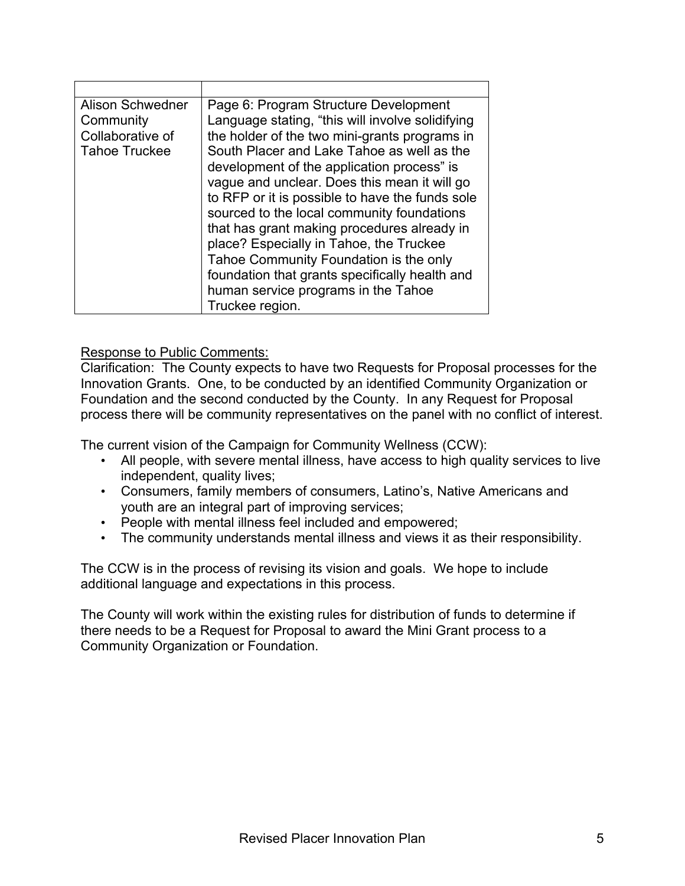| | |
|---|---|
| Alison Schwedner Community Collaborative of Tahoe Truckee | Page 6: Program Structure Development Language stating, "this will involve solidifying the holder of the two mini-grants programs in South Placer and Lake Tahoe as well as the development of the application process" is vague and unclear. Does this mean it will go to RFP or it is possible to have the funds sole sourced to the local community foundations that has grant making procedures already in place? Especially in Tahoe, the Truckee Tahoe Community Foundation is the only foundation that grants specifically health and human service programs in the Tahoe Truckee region. |

<u>Response to Public Comments:</u>
Clarification: The County expects to have two Requests for Proposal processes for the Innovation Grants. One, to be conducted by an identified Community Organization or Foundation and the second conducted by the County. In any Request for Proposal process there will be community representatives on the panel with no conflict of interest.

The current vision of the Campaign for Community Wellness (CCW):

- All people, with severe mental illness, have access to high quality services to live independent, quality lives;
- Consumers, family members of consumers, Latino's, Native Americans and youth are an integral part of improving services;
- People with mental illness feel included and empowered;
- The community understands mental illness and views it as their responsibility.

The CCW is in the process of revising its vision and goals. We hope to include additional language and expectations in this process.

The County will work within the existing rules for distribution of funds to determine if there needs to be a Request for Proposal to award the Mini Grant process to a Community Organization or Foundation.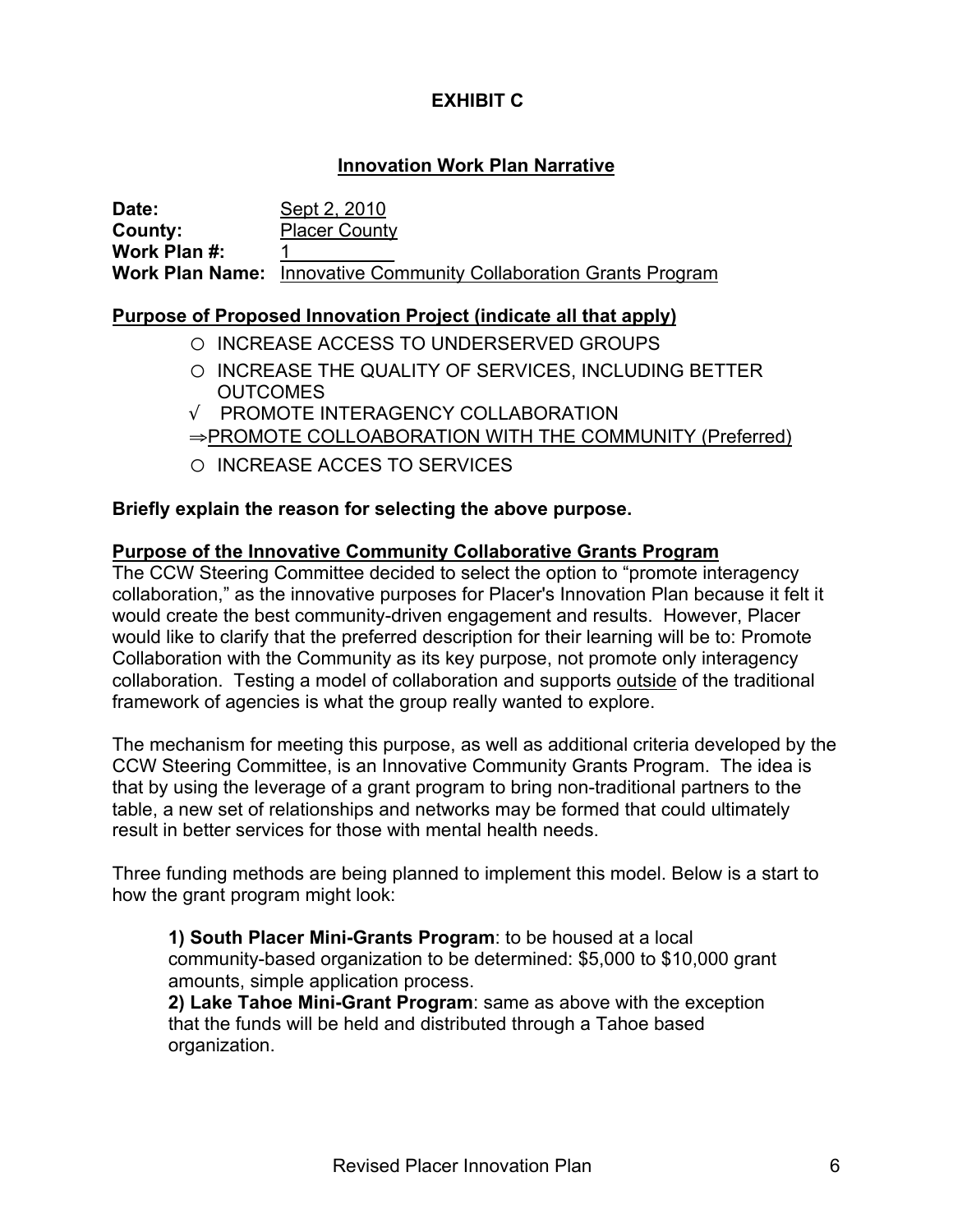**EXHIBIT C**

**Innovation Work Plan Narrative**

**Date:** Sept 2, 2010
**County:** Placer County
**Work Plan #:** 1
**Work Plan Name:** Innovative Community Collaboration Grants Program

**Purpose of Proposed Innovation Project (indicate all that apply)**

- ○ INCREASE ACCESS TO UNDERSERVED GROUPS
- ○ INCREASE THE QUALITY OF SERVICES, INCLUDING BETTER OUTCOMES
- √ PROMOTE INTERAGENCY COLLABORATION
- ⇒PROMOTE COLLOABORATION WITH THE COMMUNITY (Preferred)
- ○ INCREASE ACCES TO SERVICES

**Briefly explain the reason for selecting the above purpose.**

**Purpose of the Innovative Community Collaborative Grants Program**

The CCW Steering Committee decided to select the option to "promote interagency collaboration," as the innovative purposes for Placer's Innovation Plan because it felt it would create the best community-driven engagement and results. However, Placer would like to clarify that the preferred description for their learning will be to: Promote Collaboration with the Community as its key purpose, not promote only interagency collaboration. Testing a model of collaboration and supports outside of the traditional framework of agencies is what the group really wanted to explore.

The mechanism for meeting this purpose, as well as additional criteria developed by the CCW Steering Committee, is an Innovative Community Grants Program. The idea is that by using the leverage of a grant program to bring non-traditional partners to the table, a new set of relationships and networks may be formed that could ultimately result in better services for those with mental health needs.

Three funding methods are being planned to implement this model. Below is a start to how the grant program might look:

**1) South Placer Mini-Grants Program**: to be housed at a local community-based organization to be determined: $5,000 to $10,000 grant amounts, simple application process.
**2) Lake Tahoe Mini-Grant Program**: same as above with the exception that the funds will be held and distributed through a Tahoe based organization.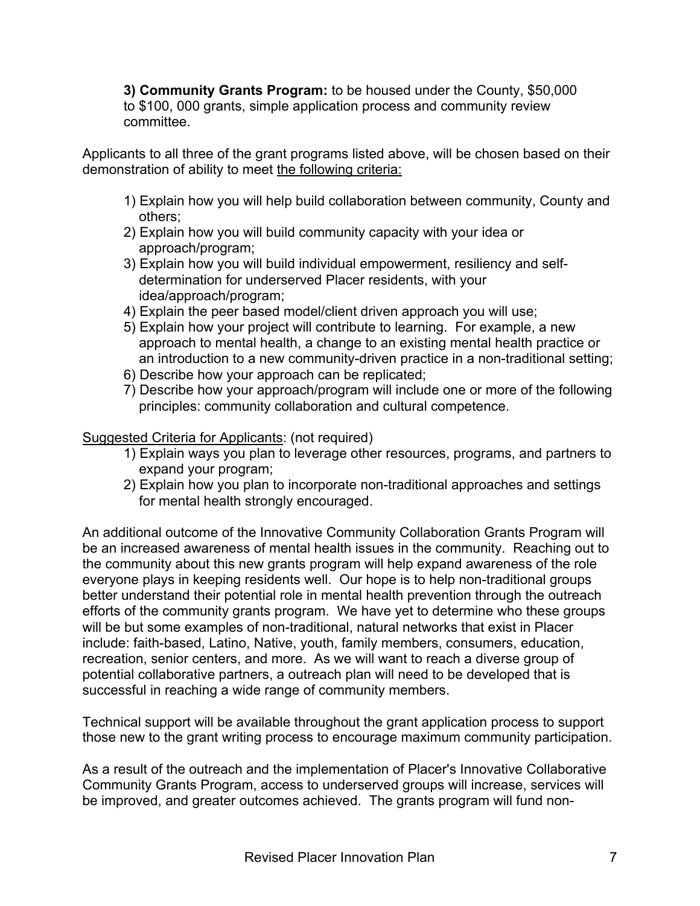**3) Community Grants Program:** to be housed under the County, $50,000 to $100, 000 grants, simple application process and community review committee.

Applicants to all three of the grant programs listed above, will be chosen based on their demonstration of ability to meet the following criteria:

1) Explain how you will help build collaboration between community, County and others;
2) Explain how you will build community capacity with your idea or approach/program;
3) Explain how you will build individual empowerment, resiliency and self-determination for underserved Placer residents, with your idea/approach/program;
4) Explain the peer based model/client driven approach you will use;
5) Explain how your project will contribute to learning. For example, a new approach to mental health, a change to an existing mental health practice or an introduction to a new community-driven practice in a non-traditional setting;
6) Describe how your approach can be replicated;
7) Describe how your approach/program will include one or more of the following principles: community collaboration and cultural competence.

Suggested Criteria for Applicants: (not required)

1) Explain ways you plan to leverage other resources, programs, and partners to expand your program;
2) Explain how you plan to incorporate non-traditional approaches and settings for mental health strongly encouraged.

An additional outcome of the Innovative Community Collaboration Grants Program will be an increased awareness of mental health issues in the community. Reaching out to the community about this new grants program will help expand awareness of the role everyone plays in keeping residents well. Our hope is to help non-traditional groups better understand their potential role in mental health prevention through the outreach efforts of the community grants program. We have yet to determine who these groups will be but some examples of non-traditional, natural networks that exist in Placer include: faith-based, Latino, Native, youth, family members, consumers, education, recreation, senior centers, and more. As we will want to reach a diverse group of potential collaborative partners, a outreach plan will need to be developed that is successful in reaching a wide range of community members.

Technical support will be available throughout the grant application process to support those new to the grant writing process to encourage maximum community participation.

As a result of the outreach and the implementation of Placer's Innovative Collaborative Community Grants Program, access to underserved groups will increase, services will be improved, and greater outcomes achieved. The grants program will fund non-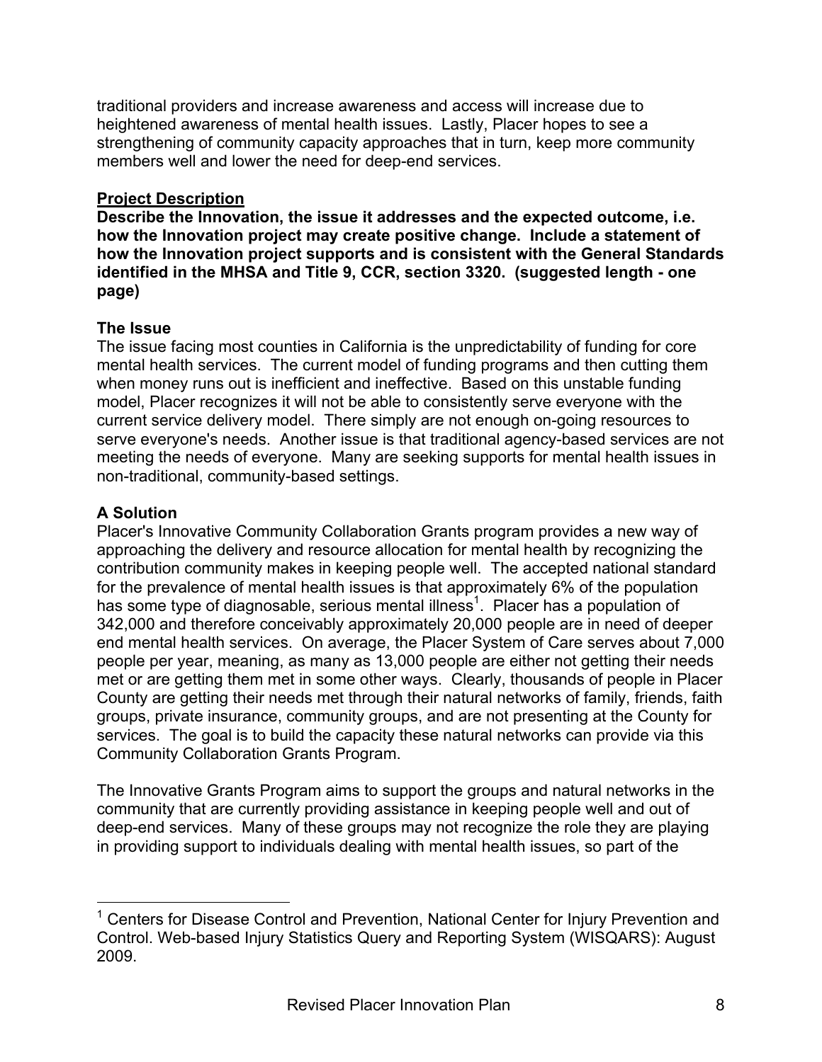traditional providers and increase awareness and access will increase due to heightened awareness of mental health issues. Lastly, Placer hopes to see a strengthening of community capacity approaches that in turn, keep more community members well and lower the need for deep-end services.

## Project Description

**Describe the Innovation, the issue it addresses and the expected outcome, i.e. how the Innovation project may create positive change. Include a statement of how the Innovation project supports and is consistent with the General Standards identified in the MHSA and Title 9, CCR, section 3320. (suggested length - one page)**

### The Issue

The issue facing most counties in California is the unpredictability of funding for core mental health services. The current model of funding programs and then cutting them when money runs out is inefficient and ineffective. Based on this unstable funding model, Placer recognizes it will not be able to consistently serve everyone with the current service delivery model. There simply are not enough on-going resources to serve everyone's needs. Another issue is that traditional agency-based services are not meeting the needs of everyone. Many are seeking supports for mental health issues in non-traditional, community-based settings.

### A Solution

Placer's Innovative Community Collaboration Grants program provides a new way of approaching the delivery and resource allocation for mental health by recognizing the contribution community makes in keeping people well. The accepted national standard for the prevalence of mental health issues is that approximately 6% of the population has some type of diagnosable, serious mental illness[1]. Placer has a population of 342,000 and therefore conceivably approximately 20,000 people are in need of deeper end mental health services. On average, the Placer System of Care serves about 7,000 people per year, meaning, as many as 13,000 people are either not getting their needs met or are getting them met in some other ways. Clearly, thousands of people in Placer County are getting their needs met through their natural networks of family, friends, faith groups, private insurance, community groups, and are not presenting at the County for services. The goal is to build the capacity these natural networks can provide via this Community Collaboration Grants Program.

The Innovative Grants Program aims to support the groups and natural networks in the community that are currently providing assistance in keeping people well and out of deep-end services. Many of these groups may not recognize the role they are playing in providing support to individuals dealing with mental health issues, so part of the

---

[1] Centers for Disease Control and Prevention, National Center for Injury Prevention and Control. Web-based Injury Statistics Query and Reporting System (WISQARS): August 2009.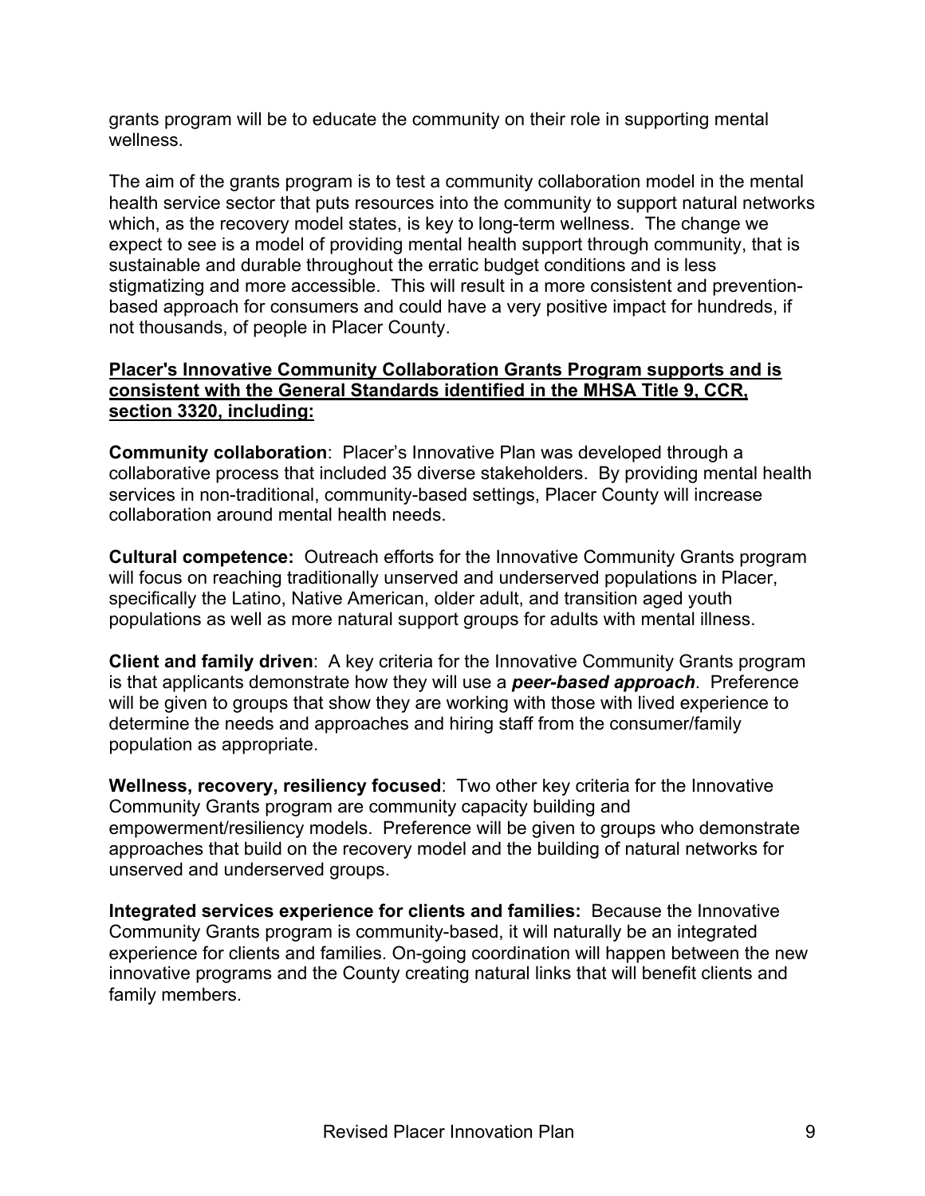grants program will be to educate the community on their role in supporting mental wellness.

The aim of the grants program is to test a community collaboration model in the mental health service sector that puts resources into the community to support natural networks which, as the recovery model states, is key to long-term wellness. The change we expect to see is a model of providing mental health support through community, that is sustainable and durable throughout the erratic budget conditions and is less stigmatizing and more accessible. This will result in a more consistent and prevention-based approach for consumers and could have a very positive impact for hundreds, if not thousands, of people in Placer County.

**Placer's Innovative Community Collaboration Grants Program supports and is consistent with the General Standards identified in the MHSA Title 9, CCR, section 3320, including:**

**Community collaboration**: Placer's Innovative Plan was developed through a collaborative process that included 35 diverse stakeholders. By providing mental health services in non-traditional, community-based settings, Placer County will increase collaboration around mental health needs.

**Cultural competence:** Outreach efforts for the Innovative Community Grants program will focus on reaching traditionally unserved and underserved populations in Placer, specifically the Latino, Native American, older adult, and transition aged youth populations as well as more natural support groups for adults with mental illness.

**Client and family driven**: A key criteria for the Innovative Community Grants program is that applicants demonstrate how they will use a ***peer-based approach***. Preference will be given to groups that show they are working with those with lived experience to determine the needs and approaches and hiring staff from the consumer/family population as appropriate.

**Wellness, recovery, resiliency focused**: Two other key criteria for the Innovative Community Grants program are community capacity building and empowerment/resiliency models. Preference will be given to groups who demonstrate approaches that build on the recovery model and the building of natural networks for unserved and underserved groups.

**Integrated services experience for clients and families:** Because the Innovative Community Grants program is community-based, it will naturally be an integrated experience for clients and families. On-going coordination will happen between the new innovative programs and the County creating natural links that will benefit clients and family members.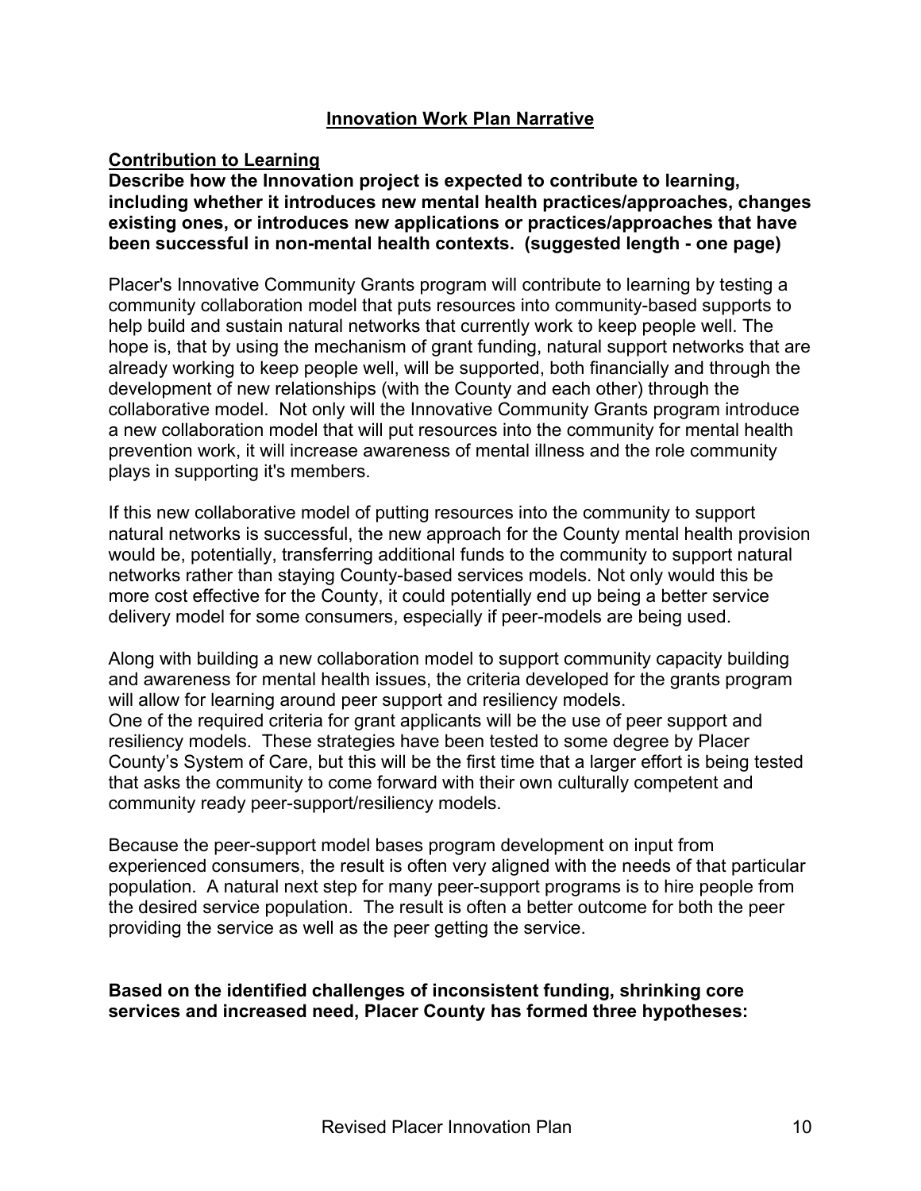## Innovation Work Plan Narrative

### Contribution to Learning

**Describe how the Innovation project is expected to contribute to learning, including whether it introduces new mental health practices/approaches, changes existing ones, or introduces new applications or practices/approaches that have been successful in non-mental health contexts. (suggested length - one page)**

Placer's Innovative Community Grants program will contribute to learning by testing a community collaboration model that puts resources into community-based supports to help build and sustain natural networks that currently work to keep people well. The hope is, that by using the mechanism of grant funding, natural support networks that are already working to keep people well, will be supported, both financially and through the development of new relationships (with the County and each other) through the collaborative model. Not only will the Innovative Community Grants program introduce a new collaboration model that will put resources into the community for mental health prevention work, it will increase awareness of mental illness and the role community plays in supporting it's members.

If this new collaborative model of putting resources into the community to support natural networks is successful, the new approach for the County mental health provision would be, potentially, transferring additional funds to the community to support natural networks rather than staying County-based services models. Not only would this be more cost effective for the County, it could potentially end up being a better service delivery model for some consumers, especially if peer-models are being used.

Along with building a new collaboration model to support community capacity building and awareness for mental health issues, the criteria developed for the grants program will allow for learning around peer support and resiliency models.
One of the required criteria for grant applicants will be the use of peer support and resiliency models. These strategies have been tested to some degree by Placer County's System of Care, but this will be the first time that a larger effort is being tested that asks the community to come forward with their own culturally competent and community ready peer-support/resiliency models.

Because the peer-support model bases program development on input from experienced consumers, the result is often very aligned with the needs of that particular population. A natural next step for many peer-support programs is to hire people from the desired service population. The result is often a better outcome for both the peer providing the service as well as the peer getting the service.

**Based on the identified challenges of inconsistent funding, shrinking core services and increased need, Placer County has formed three hypotheses:**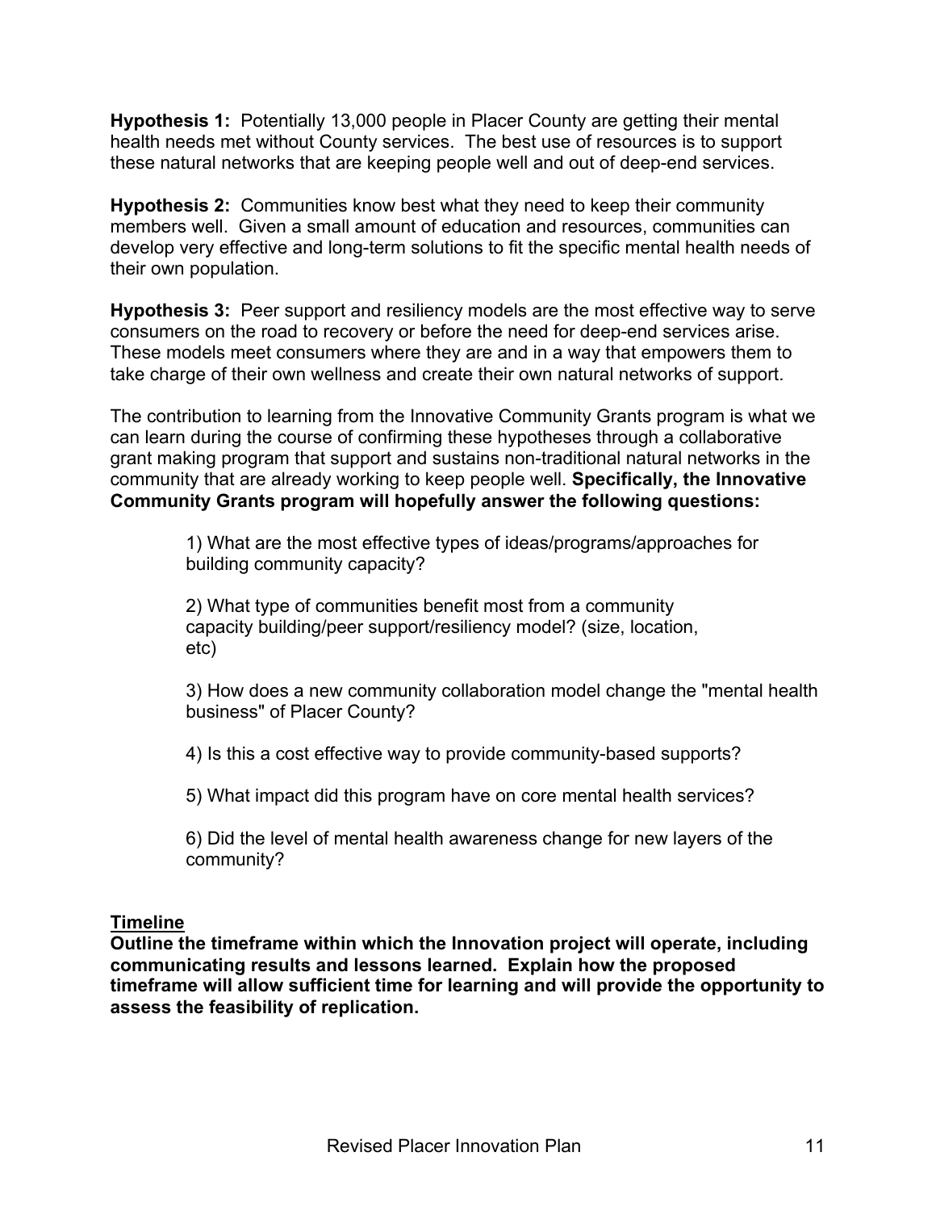**Hypothesis 1:** Potentially 13,000 people in Placer County are getting their mental health needs met without County services. The best use of resources is to support these natural networks that are keeping people well and out of deep-end services.

**Hypothesis 2:** Communities know best what they need to keep their community members well. Given a small amount of education and resources, communities can develop very effective and long-term solutions to fit the specific mental health needs of their own population.

**Hypothesis 3:** Peer support and resiliency models are the most effective way to serve consumers on the road to recovery or before the need for deep-end services arise. These models meet consumers where they are and in a way that empowers them to take charge of their own wellness and create their own natural networks of support.

The contribution to learning from the Innovative Community Grants program is what we can learn during the course of confirming these hypotheses through a collaborative grant making program that support and sustains non-traditional natural networks in the community that are already working to keep people well. **Specifically, the Innovative Community Grants program will hopefully answer the following questions:**

1) What are the most effective types of ideas/programs/approaches for building community capacity?

2) What type of communities benefit most from a community capacity building/peer support/resiliency model? (size, location, etc)

3) How does a new community collaboration model change the "mental health business" of Placer County?

4) Is this a cost effective way to provide community-based supports?

5) What impact did this program have on core mental health services?

6) Did the level of mental health awareness change for new layers of the community?

## Timeline

**Outline the timeframe within which the Innovation project will operate, including communicating results and lessons learned. Explain how the proposed timeframe will allow sufficient time for learning and will provide the opportunity to assess the feasibility of replication.**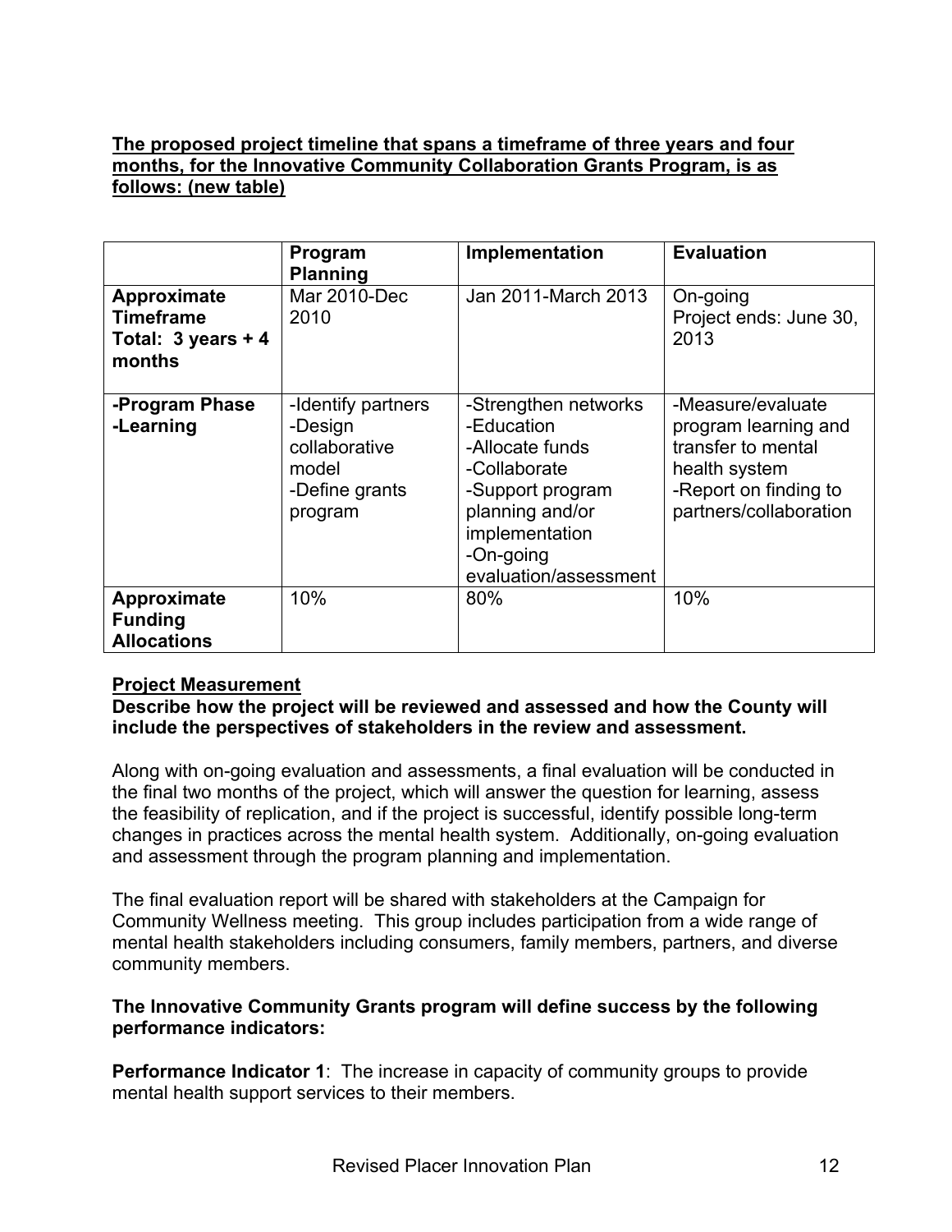**<u>The proposed project timeline that spans a timeframe of three years and four months, for the Innovative Community Collaboration Grants Program, is as follows: (new table)</u>**

| | Program Planning | Implementation | Evaluation |
|---|---|---|---|
| **Approximate Timeframe Total: 3 years + 4 months** | Mar 2010-Dec 2010 | Jan 2011-March 2013 | On-going<br>Project ends: June 30, 2013 |
| **-Program Phase<br>-Learning** | -Identify partners<br>-Design collaborative model<br>-Define grants program | -Strengthen networks<br>-Education<br>-Allocate funds<br>-Collaborate<br>-Support program planning and/or implementation<br>-On-going evaluation/assessment | -Measure/evaluate program learning and transfer to mental health system<br>-Report on finding to partners/collaboration |
| **Approximate Funding Allocations** | 10% | 80% | 10% |

**<u>Project Measurement</u>**

**Describe how the project will be reviewed and assessed and how the County will include the perspectives of stakeholders in the review and assessment.**

Along with on-going evaluation and assessments, a final evaluation will be conducted in the final two months of the project, which will answer the question for learning, assess the feasibility of replication, and if the project is successful, identify possible long-term changes in practices across the mental health system. Additionally, on-going evaluation and assessment through the program planning and implementation.

The final evaluation report will be shared with stakeholders at the Campaign for Community Wellness meeting. This group includes participation from a wide range of mental health stakeholders including consumers, family members, partners, and diverse community members.

**The Innovative Community Grants program will define success by the following performance indicators:**

**Performance Indicator 1**: The increase in capacity of community groups to provide mental health support services to their members.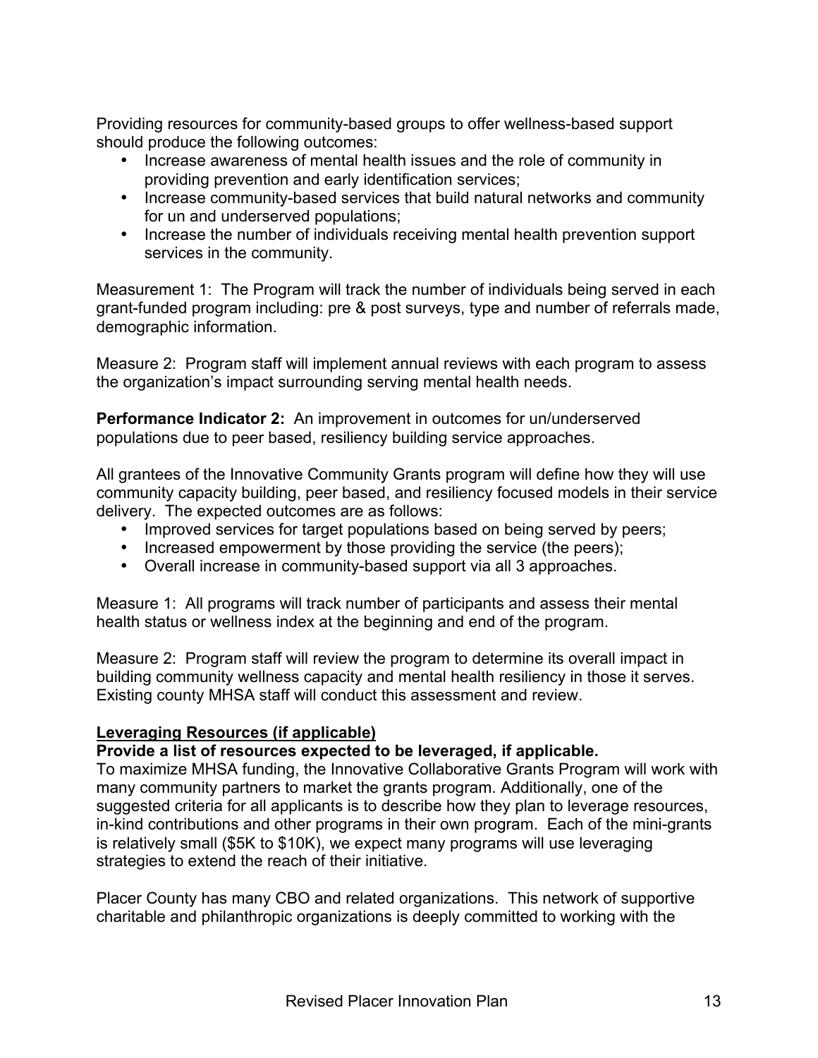Providing resources for community-based groups to offer wellness-based support should produce the following outcomes:

- Increase awareness of mental health issues and the role of community in providing prevention and early identification services;
- Increase community-based services that build natural networks and community for un and underserved populations;
- Increase the number of individuals receiving mental health prevention support services in the community.

Measurement 1: The Program will track the number of individuals being served in each grant-funded program including: pre & post surveys, type and number of referrals made, demographic information.

Measure 2: Program staff will implement annual reviews with each program to assess the organization's impact surrounding serving mental health needs.

**Performance Indicator 2:** An improvement in outcomes for un/underserved populations due to peer based, resiliency building service approaches.

All grantees of the Innovative Community Grants program will define how they will use community capacity building, peer based, and resiliency focused models in their service delivery. The expected outcomes are as follows:

- Improved services for target populations based on being served by peers;
- Increased empowerment by those providing the service (the peers);
- Overall increase in community-based support via all 3 approaches.

Measure 1: All programs will track number of participants and assess their mental health status or wellness index at the beginning and end of the program.

Measure 2: Program staff will review the program to determine its overall impact in building community wellness capacity and mental health resiliency in those it serves. Existing county MHSA staff will conduct this assessment and review.

**<u>Leveraging Resources (if applicable)</u>**

**Provide a list of resources expected to be leveraged, if applicable.**

To maximize MHSA funding, the Innovative Collaborative Grants Program will work with many community partners to market the grants program. Additionally, one of the suggested criteria for all applicants is to describe how they plan to leverage resources, in-kind contributions and other programs in their own program. Each of the mini-grants is relatively small ($5K to $10K), we expect many programs will use leveraging strategies to extend the reach of their initiative.

Placer County has many CBO and related organizations. This network of supportive charitable and philanthropic organizations is deeply committed to working with the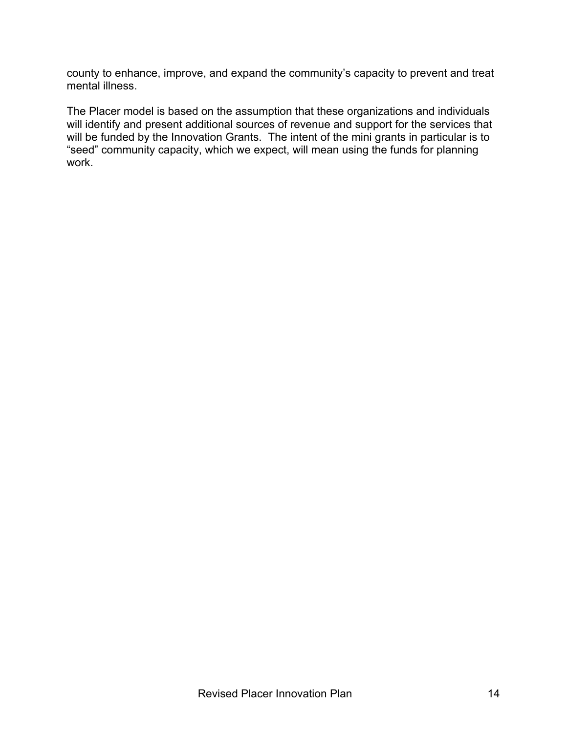county to enhance, improve, and expand the community's capacity to prevent and treat mental illness.

The Placer model is based on the assumption that these organizations and individuals will identify and present additional sources of revenue and support for the services that will be funded by the Innovation Grants. The intent of the mini grants in particular is to "seed" community capacity, which we expect, will mean using the funds for planning work.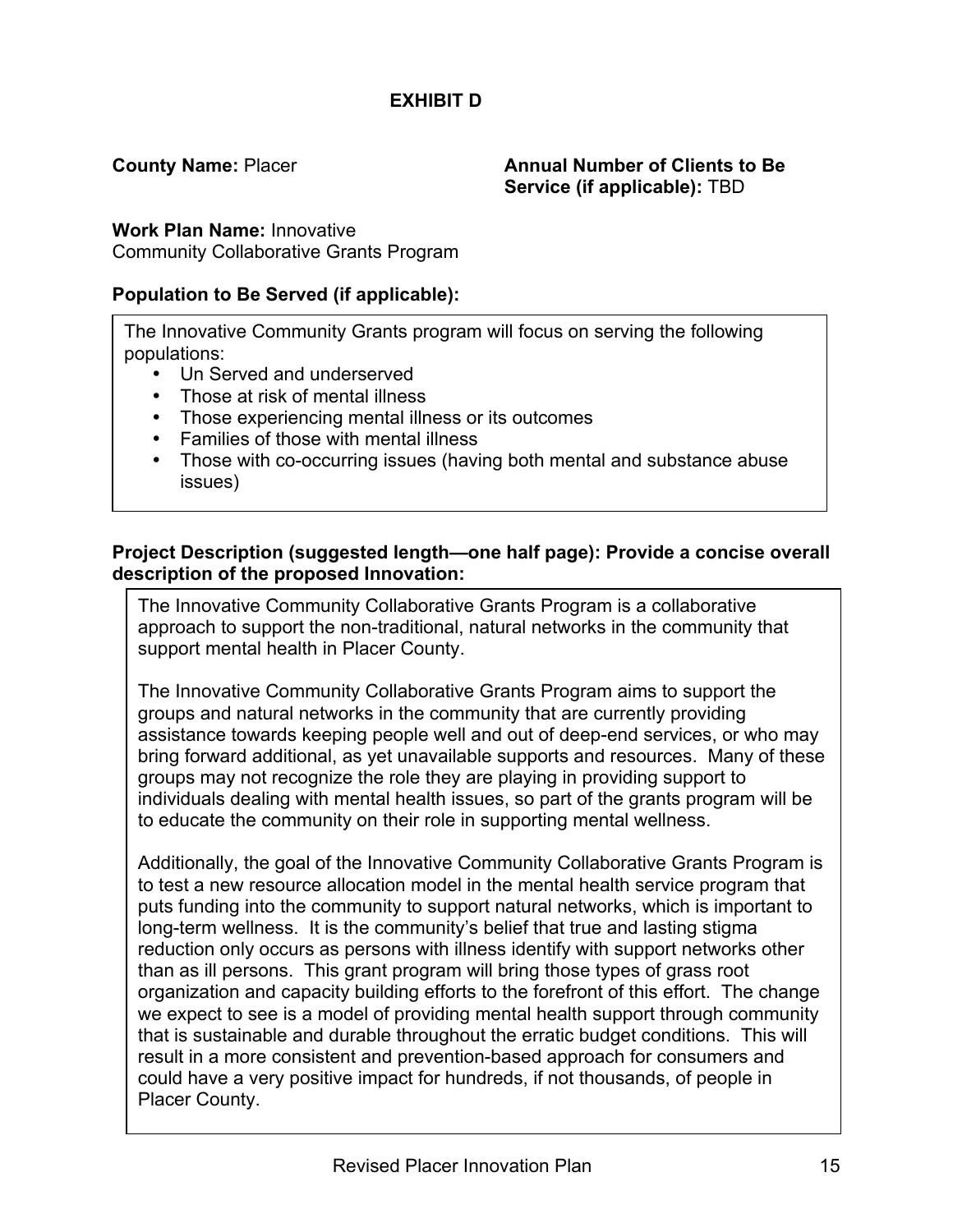# EXHIBIT D

**County Name:** Placer

**Annual Number of Clients to Be Service (if applicable):** TBD

**Work Plan Name:** Innovative Community Collaborative Grants Program

**Population to Be Served (if applicable):**

The Innovative Community Grants program will focus on serving the following populations:

- Un Served and underserved
- Those at risk of mental illness
- Those experiencing mental illness or its outcomes
- Families of those with mental illness
- Those with co-occurring issues (having both mental and substance abuse issues)

**Project Description (suggested length—one half page): Provide a concise overall description of the proposed Innovation:**

The Innovative Community Collaborative Grants Program is a collaborative approach to support the non-traditional, natural networks in the community that support mental health in Placer County.

The Innovative Community Collaborative Grants Program aims to support the groups and natural networks in the community that are currently providing assistance towards keeping people well and out of deep-end services, or who may bring forward additional, as yet unavailable supports and resources. Many of these groups may not recognize the role they are playing in providing support to individuals dealing with mental health issues, so part of the grants program will be to educate the community on their role in supporting mental wellness.

Additionally, the goal of the Innovative Community Collaborative Grants Program is to test a new resource allocation model in the mental health service program that puts funding into the community to support natural networks, which is important to long-term wellness. It is the community's belief that true and lasting stigma reduction only occurs as persons with illness identify with support networks other than as ill persons. This grant program will bring those types of grass root organization and capacity building efforts to the forefront of this effort. The change we expect to see is a model of providing mental health support through community that is sustainable and durable throughout the erratic budget conditions. This will result in a more consistent and prevention-based approach for consumers and could have a very positive impact for hundreds, if not thousands, of people in Placer County.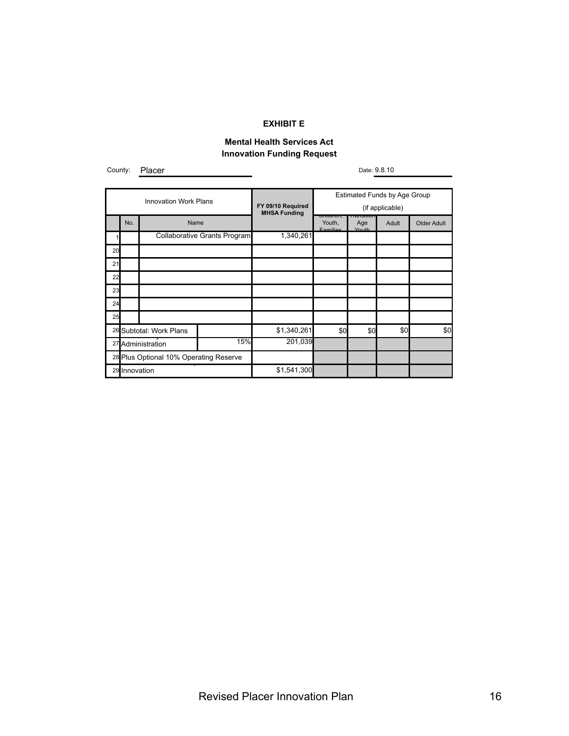**EXHIBIT E**

**Mental Health Services Act**
**Innovation Funding Request**

County: Placer

Date: 9.8.10

| Innovation Work Plans | | | | FY 09/10 Required MHSA Funding | Estimated Funds by Age Group (if applicable) | | | |
|---|---|---|---|---|---|---|---|---|
| | No. | Name | | | Children, Youth, Families | Transition Age Youth | Adult | Older Adult |
| 1 | | Collaborative Grants Program | | 1,340,261 | | | | |
| 20 | | | | | | | | |
| 21 | | | | | | | | |
| 22 | | | | | | | | |
| 23 | | | | | | | | |
| 24 | | | | | | | | |
| 25 | | | | | | | | |
| 26 | Subtotal: Work Plans | | | $1,340,261 | $0 | $0 | $0 | $0 |
| 27 | Administration | | 15% | 201,039 | | | | |
| 28 | Plus Optional 10% Operating Reserve | | | | | | | |
| 29 | Innovation | | | $1,541,300 | | | | |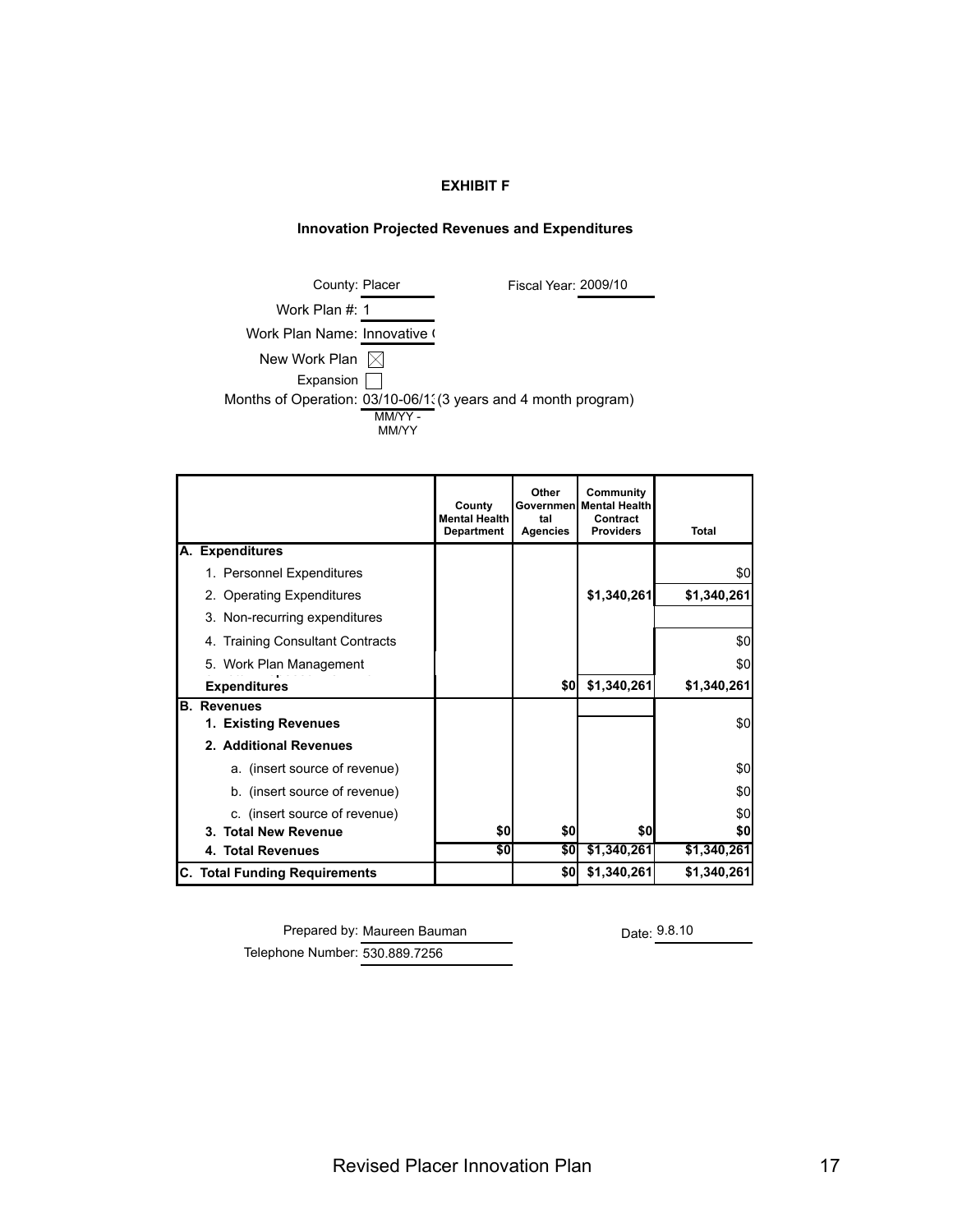**EXHIBIT F**

**Innovation Projected Revenues and Expenditures**

County: Placer

Fiscal Year: 2009/10

Work Plan #: 1

Work Plan Name: Innovative (

New Work Plan ☒

Expansion ☐

Months of Operation: 03/10-06/1: (3 years and 4 month program)
MM/YY - MM/YY

| | County Mental Health Department | Other Governmental Agencies | Community Mental Health Contract Providers | Total |
|---|---|---|---|---|
| **A. Expenditures** | | | | |
| 1. Personnel Expenditures | | | | $0 |
| 2. Operating Expenditures | | | **$1,340,261** | **$1,340,261** |
| 3. Non-recurring expenditures | | | | |
| 4. Training Consultant Contracts | | | | $0 |
| 5. Work Plan Management | | | | $0 |
| **Expenditures** | | $0 | $1,340,261 | $1,340,261 |
| **B. Revenues** | | | | |
| **1. Existing Revenues** | | | | $0 |
| **2. Additional Revenues** | | | | |
| a. (insert source of revenue) | | | | $0 |
| b. (insert source of revenue) | | | | $0 |
| c. (insert source of revenue) | | | | $0 |
| **3. Total New Revenue** | $0 | $0 | $0 | $0 |
| **4. Total Revenues** | $0 | $0 | $1,340,261 | $1,340,261 |
| **C. Total Funding Requirements** | | $0 | $1,340,261 | $1,340,261 |

Prepared by: Maureen Bauman

Date: 9.8.10

Telephone Number: 530.889.7256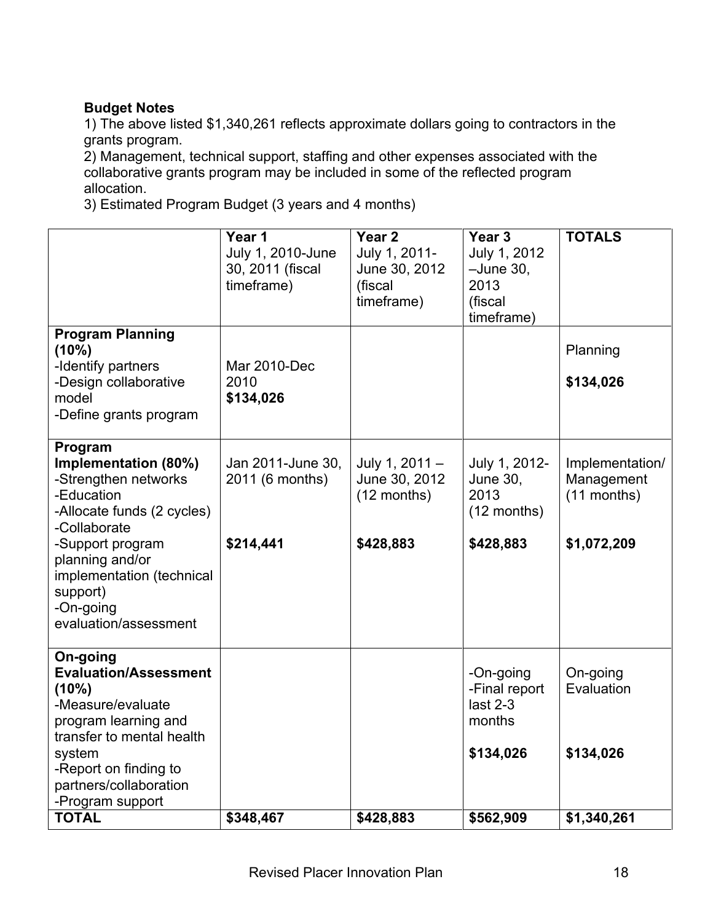**Budget Notes**

1) The above listed $1,340,261 reflects approximate dollars going to contractors in the grants program.
2) Management, technical support, staffing and other expenses associated with the collaborative grants program may be included in some of the reflected program allocation.
3) Estimated Program Budget (3 years and 4 months)

| | **Year 1** July 1, 2010-June 30, 2011 (fiscal timeframe) | **Year 2** July 1, 2011-June 30, 2012 (fiscal timeframe) | **Year 3** July 1, 2012 –June 30, 2013 (fiscal timeframe) | **TOTALS** |
|---|---|---|---|---|
| **Program Planning (10%)**<br>-Identify partners<br>-Design collaborative model<br>-Define grants program | Mar 2010-Dec 2010<br>**$134,026** | | | Planning<br>**$134,026** |
| **Program Implementation (80%)**<br>-Strengthen networks<br>-Education<br>-Allocate funds (2 cycles)<br>-Collaborate<br>-Support program planning and/or implementation (technical support)<br>-On-going evaluation/assessment | Jan 2011-June 30, 2011 (6 months)<br>**$214,441** | July 1, 2011 – June 30, 2012 (12 months)<br>**$428,883** | July 1, 2012-June 30, 2013 (12 months)<br>**$428,883** | Implementation/ Management (11 months)<br>**$1,072,209** |
| **On-going Evaluation/Assessment (10%)**<br>-Measure/evaluate program learning and transfer to mental health system<br>-Report on finding to partners/collaboration<br>-Program support | | | -On-going<br>-Final report last 2-3 months<br>**$134,026** | On-going Evaluation<br>**$134,026** |
| **TOTAL** | **$348,467** | **$428,883** | **$562,909** | **$1,340,261** |